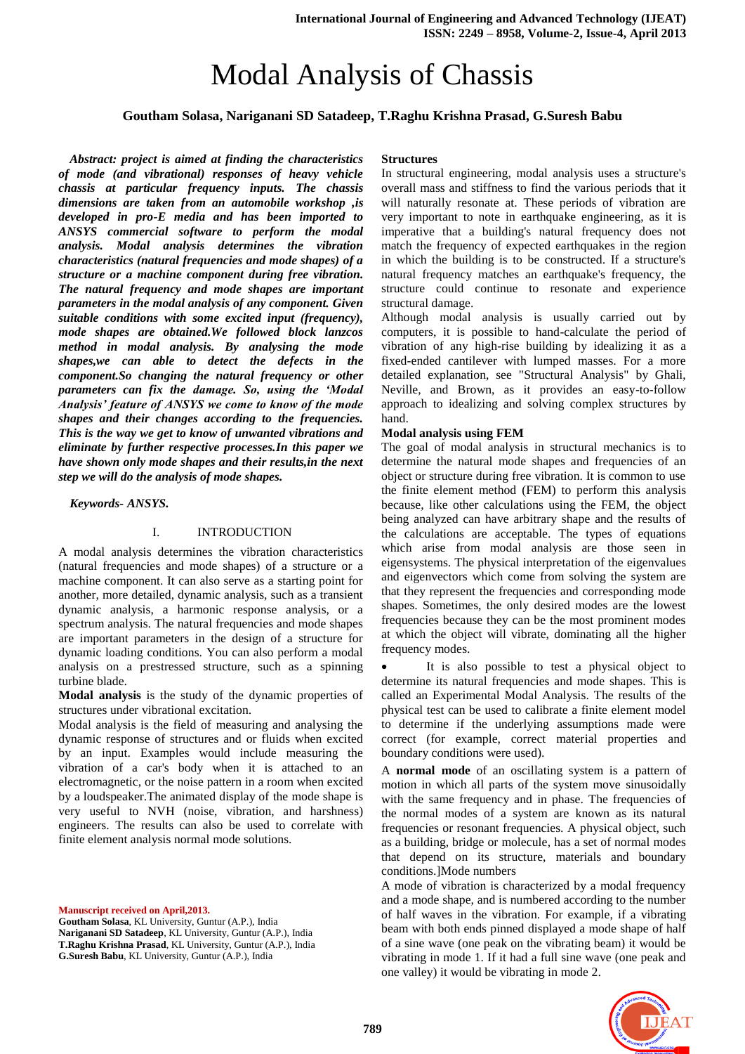# Modal Analysis of Chassis

**Goutham Solasa, Nariganani SD Satadeep, T.Raghu Krishna Prasad, G.Suresh Babu**

***Abstract: project is aimed at finding the characteristics of mode (and vibrational) responses of heavy vehicle chassis at particular frequency inputs. The chassis dimensions are taken from an automobile workshop ,is developed in pro-E media and has been imported to ANSYS commercial software to perform the modal analysis. Modal analysis determines the vibration characteristics (natural frequencies and mode shapes) of a structure or a machine component during free vibration. The natural frequency and mode shapes are important parameters in the modal analysis of any component. Given suitable conditions with some excited input (frequency), mode shapes are obtained.We followed block lanzcos method in modal analysis. By analysing the mode shapes,we can able to detect the defects in the component.So changing the natural frequency or other parameters can fix the damage. So, using the 'Modal Analysis' feature of ANSYS we come to know of the mode shapes and their changes according to the frequencies. This is the way we get to know of unwanted vibrations and eliminate by further respective processes.In this paper we have shown only mode shapes and their results,in the next step we will do the analysis of mode shapes.***

***Keywords- ANSYS.***

## I. INTRODUCTION

A modal analysis determines the vibration characteristics (natural frequencies and mode shapes) of a structure or a machine component. It can also serve as a starting point for another, more detailed, dynamic analysis, such as a transient dynamic analysis, a harmonic response analysis, or a spectrum analysis. The natural frequencies and mode shapes are important parameters in the design of a structure for dynamic loading conditions. You can also perform a modal analysis on a prestressed structure, such as a spinning turbine blade.

**Modal analysis** is the study of the dynamic properties of structures under vibrational excitation.

Modal analysis is the field of measuring and analysing the dynamic response of structures and or fluids when excited by an input. Examples would include measuring the vibration of a car's body when it is attached to an electromagnetic, or the noise pattern in a room when excited by a loudspeaker.The animated display of the mode shape is very useful to NVH (noise, vibration, and harshness) engineers. The results can also be used to correlate with finite element analysis normal mode solutions.

**Manuscript received on April,2013.**

**Goutham Solasa**, KL University, Guntur (A.P.), India
**Nariganani SD Satadeep**, KL University, Guntur (A.P.), India
**T.Raghu Krishna Prasad**, KL University, Guntur (A.P.), India
**G.Suresh Babu**, KL University, Guntur (A.P.), India

**Structures**

In structural engineering, modal analysis uses a structure's overall mass and stiffness to find the various periods that it will naturally resonate at. These periods of vibration are very important to note in earthquake engineering, as it is imperative that a building's natural frequency does not match the frequency of expected earthquakes in the region in which the building is to be constructed. If a structure's natural frequency matches an earthquake's frequency, the structure could continue to resonate and experience structural damage.

Although modal analysis is usually carried out by computers, it is possible to hand-calculate the period of vibration of any high-rise building by idealizing it as a fixed-ended cantilever with lumped masses. For a more detailed explanation, see "Structural Analysis" by Ghali, Neville, and Brown, as it provides an easy-to-follow approach to idealizing and solving complex structures by hand.

**Modal analysis using FEM**

The goal of modal analysis in structural mechanics is to determine the natural mode shapes and frequencies of an object or structure during free vibration. It is common to use the finite element method (FEM) to perform this analysis because, like other calculations using the FEM, the object being analyzed can have arbitrary shape and the results of the calculations are acceptable. The types of equations which arise from modal analysis are those seen in eigensystems. The physical interpretation of the eigenvalues and eigenvectors which come from solving the system are that they represent the frequencies and corresponding mode shapes. Sometimes, the only desired modes are the lowest frequencies because they can be the most prominent modes at which the object will vibrate, dominating all the higher frequency modes.

- It is also possible to test a physical object to determine its natural frequencies and mode shapes. This is called an Experimental Modal Analysis. The results of the physical test can be used to calibrate a finite element model to determine if the underlying assumptions made were correct (for example, correct material properties and boundary conditions were used).

A **normal mode** of an oscillating system is a pattern of motion in which all parts of the system move sinusoidally with the same frequency and in phase. The frequencies of the normal modes of a system are known as its natural frequencies or resonant frequencies. A physical object, such as a building, bridge or molecule, has a set of normal modes that depend on its structure, materials and boundary conditions.]Mode numbers

A mode of vibration is characterized by a modal frequency and a mode shape, and is numbered according to the number of half waves in the vibration. For example, if a vibrating beam with both ends pinned displayed a mode shape of half of a sine wave (one peak on the vibrating beam) it would be vibrating in mode 1. If it had a full sine wave (one peak and one valley) it would be vibrating in mode 2.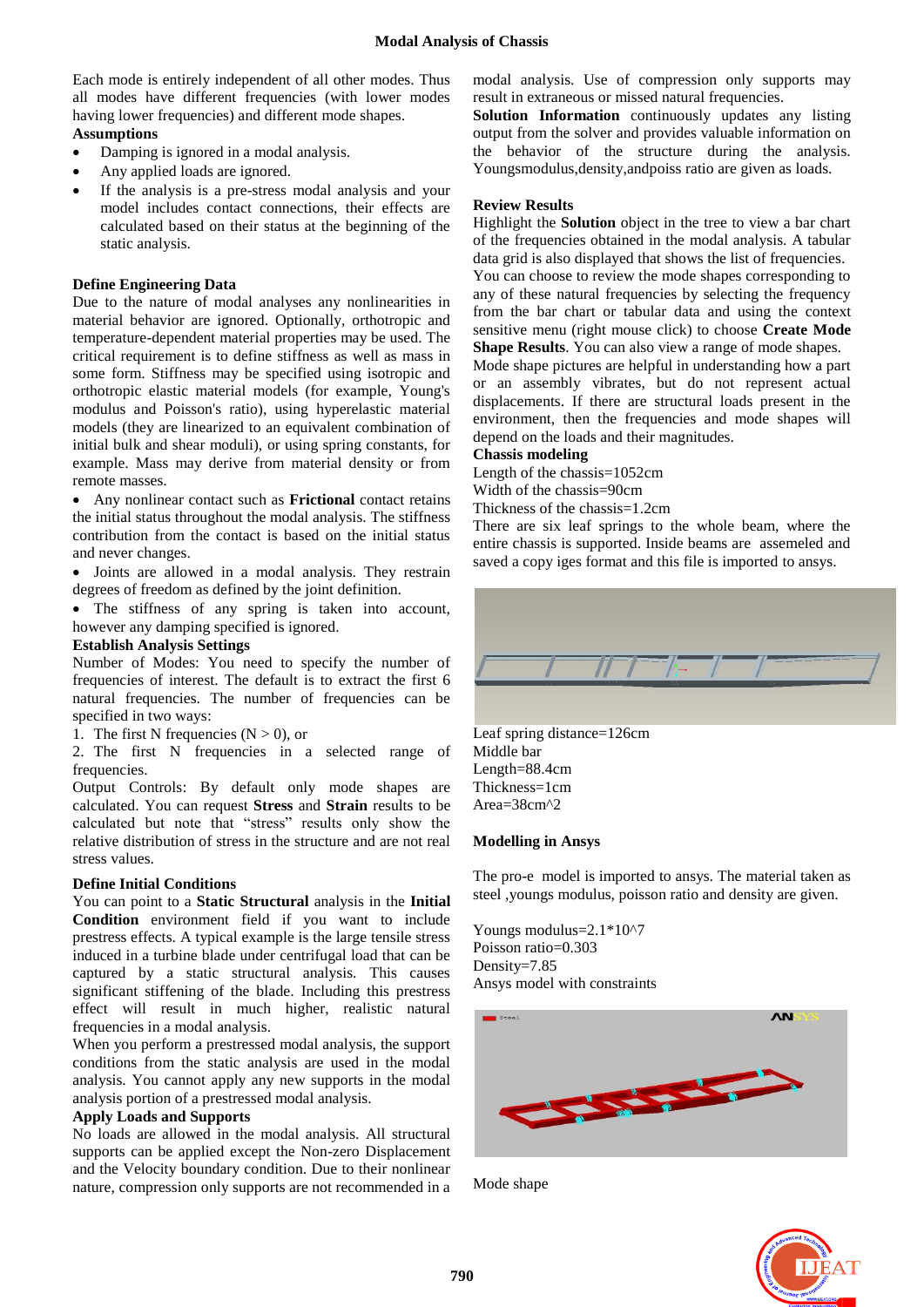Each mode is entirely independent of all other modes. Thus all modes have different frequencies (with lower modes having lower frequencies) and different mode shapes.

**Assumptions**

- Damping is ignored in a modal analysis.
- Any applied loads are ignored.
- If the analysis is a pre-stress modal analysis and your model includes contact connections, their effects are calculated based on their status at the beginning of the static analysis.

**Define Engineering Data**

Due to the nature of modal analyses any nonlinearities in material behavior are ignored. Optionally, orthotropic and temperature-dependent material properties may be used. The critical requirement is to define stiffness as well as mass in some form. Stiffness may be specified using isotropic and orthotropic elastic material models (for example, Young's modulus and Poisson's ratio), using hyperelastic material models (they are linearized to an equivalent combination of initial bulk and shear moduli), or using spring constants, for example. Mass may derive from material density or from remote masses.

- Any nonlinear contact such as **Frictional** contact retains the initial status throughout the modal analysis. The stiffness contribution from the contact is based on the initial status and never changes.
- Joints are allowed in a modal analysis. They restrain degrees of freedom as defined by the joint definition.
- The stiffness of any spring is taken into account, however any damping specified is ignored.

**Establish Analysis Settings**

Number of Modes: You need to specify the number of frequencies of interest. The default is to extract the first 6 natural frequencies. The number of frequencies can be specified in two ways:

1. The first N frequencies (N > 0), or
2. The first N frequencies in a selected range of frequencies.

Output Controls: By default only mode shapes are calculated. You can request **Stress** and **Strain** results to be calculated but note that "stress" results only show the relative distribution of stress in the structure and are not real stress values.

**Define Initial Conditions**

You can point to a **Static Structural** analysis in the **Initial Condition** environment field if you want to include prestress effects. A typical example is the large tensile stress induced in a turbine blade under centrifugal load that can be captured by a static structural analysis. This causes significant stiffening of the blade. Including this prestress effect will result in much higher, realistic natural frequencies in a modal analysis.

When you perform a prestressed modal analysis, the support conditions from the static analysis are used in the modal analysis. You cannot apply any new supports in the modal analysis portion of a prestressed modal analysis.

**Apply Loads and Supports**

No loads are allowed in the modal analysis. All structural supports can be applied except the Non-zero Displacement and the Velocity boundary condition. Due to their nonlinear nature, compression only supports are not recommended in a modal analysis. Use of compression only supports may result in extraneous or missed natural frequencies.

**Solution Information** continuously updates any listing output from the solver and provides valuable information on the behavior of the structure during the analysis. Youngsmodulus,density,andpoiss ratio are given as loads.

**Review Results**

Highlight the **Solution** object in the tree to view a bar chart of the frequencies obtained in the modal analysis. A tabular data grid is also displayed that shows the list of frequencies. You can choose to review the mode shapes corresponding to any of these natural frequencies by selecting the frequency from the bar chart or tabular data and using the context sensitive menu (right mouse click) to choose **Create Mode Shape Results**. You can also view a range of mode shapes. Mode shape pictures are helpful in understanding how a part or an assembly vibrates, but do not represent actual displacements. If there are structural loads present in the environment, then the frequencies and mode shapes will depend on the loads and their magnitudes.

**Chassis modeling**

Length of the chassis=1052cm
Width of the chassis=90cm
Thickness of the chassis=1.2cm
There are six leaf springs to the whole beam, where the entire chassis is supported. Inside beams are assemeled and saved a copy iges format and this file is imported to ansys.

Leaf spring distance=126cm
Middle bar
Length=88.4cm
Thickness=1cm
Area=38cm^2

**Modelling in Ansys**

The pro-e model is imported to ansys. The material taken as steel ,youngs modulus, poisson ratio and density are given.

Youngs modulus=2.1*10^7
Poisson ratio=0.303
Density=7.85
Ansys model with constraints

Mode shape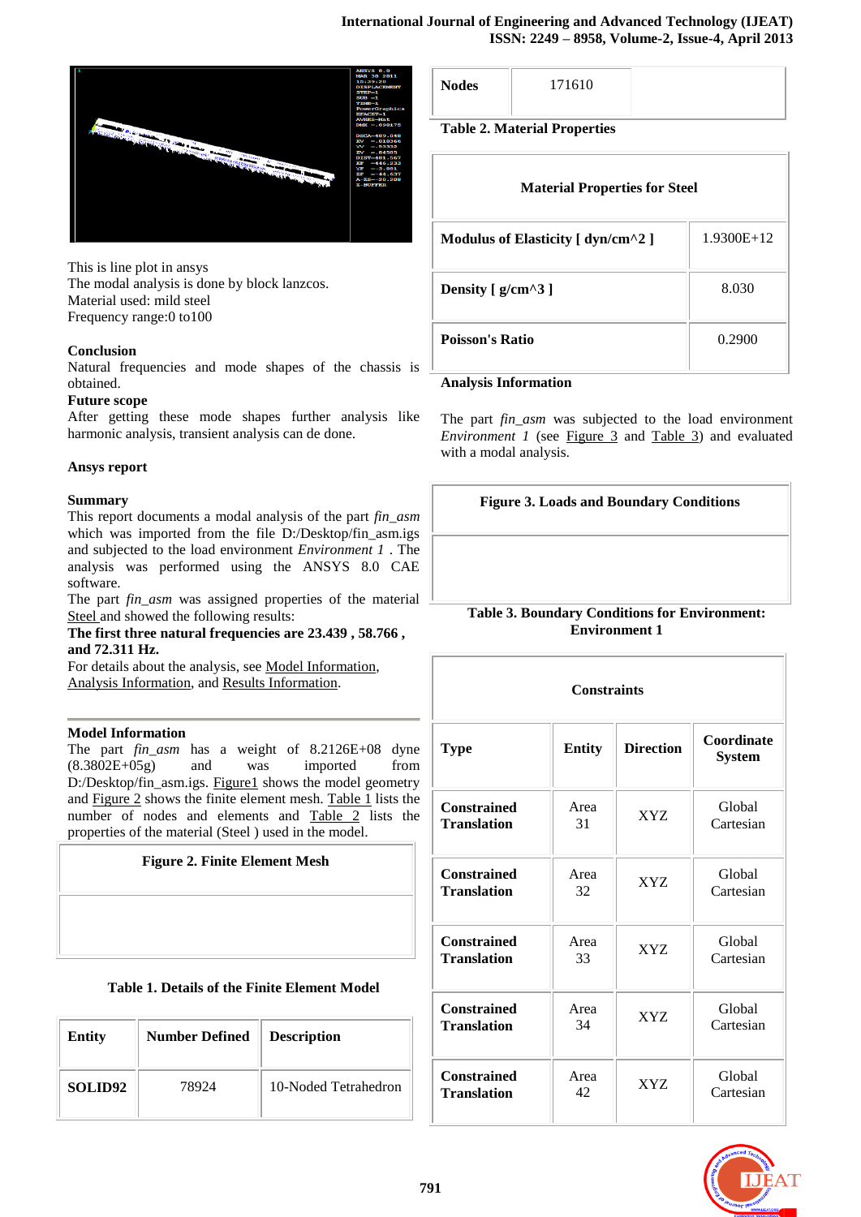This is line plot in ansys
The modal analysis is done by block lanczos.
Material used: mild steel
Frequency range:0 to100

**Conclusion**

Natural frequencies and mode shapes of the chassis is obtained.

**Future scope**

After getting these mode shapes further analysis like harmonic analysis, transient analysis can de done.

**Ansys report**

**Summary**

This report documents a modal analysis of the part *fin_asm* which was imported from the file D:/Desktop/fin_asm.igs and subjected to the load environment *Environment 1* . The analysis was performed using the ANSYS 8.0 CAE software.

The part *fin_asm* was assigned properties of the material Steel and showed the following results:

**The first three natural frequencies are 23.439 , 58.766 , and 72.311 Hz.**

For details about the analysis, see Model Information, Analysis Information, and Results Information.

**Model Information**

The part *fin_asm* has a weight of 8.2126E+08 dyne (8.3802E+05g) and was imported from D:/Desktop/fin_asm.igs. Figure1 shows the model geometry and Figure 2 shows the finite element mesh. Table 1 lists the number of nodes and elements and Table 2 lists the properties of the material (Steel ) used in the model.

**Figure 2. Finite Element Mesh**

**Table 1. Details of the Finite Element Model**

| Entity | Number Defined | Description |
|---|---|---|
| SOLID92 | 78924 | 10-Noded Tetrahedron |
| Nodes | 171610 | |

**Table 2. Material Properties**

| Material Properties for Steel | |
|---|---|
| Modulus of Elasticity [ dyn/cm^2 ] | 1.9300E+12 |
| Density [ g/cm^3 ] | 8.030 |
| Poisson's Ratio | 0.2900 |

**Analysis Information**

The part *fin_asm* was subjected to the load environment *Environment 1* (see Figure 3 and Table 3) and evaluated with a modal analysis.

**Figure 3. Loads and Boundary Conditions**

**Table 3. Boundary Conditions for Environment: Environment 1**

| Constraints | | | |
|---|---|---|---|
| Type | Entity | Direction | Coordinate System |
| Constrained Translation | Area 31 | XYZ | Global Cartesian |
| Constrained Translation | Area 32 | XYZ | Global Cartesian |
| Constrained Translation | Area 33 | XYZ | Global Cartesian |
| Constrained Translation | Area 34 | XYZ | Global Cartesian |
| Constrained Translation | Area 42 | XYZ | Global Cartesian |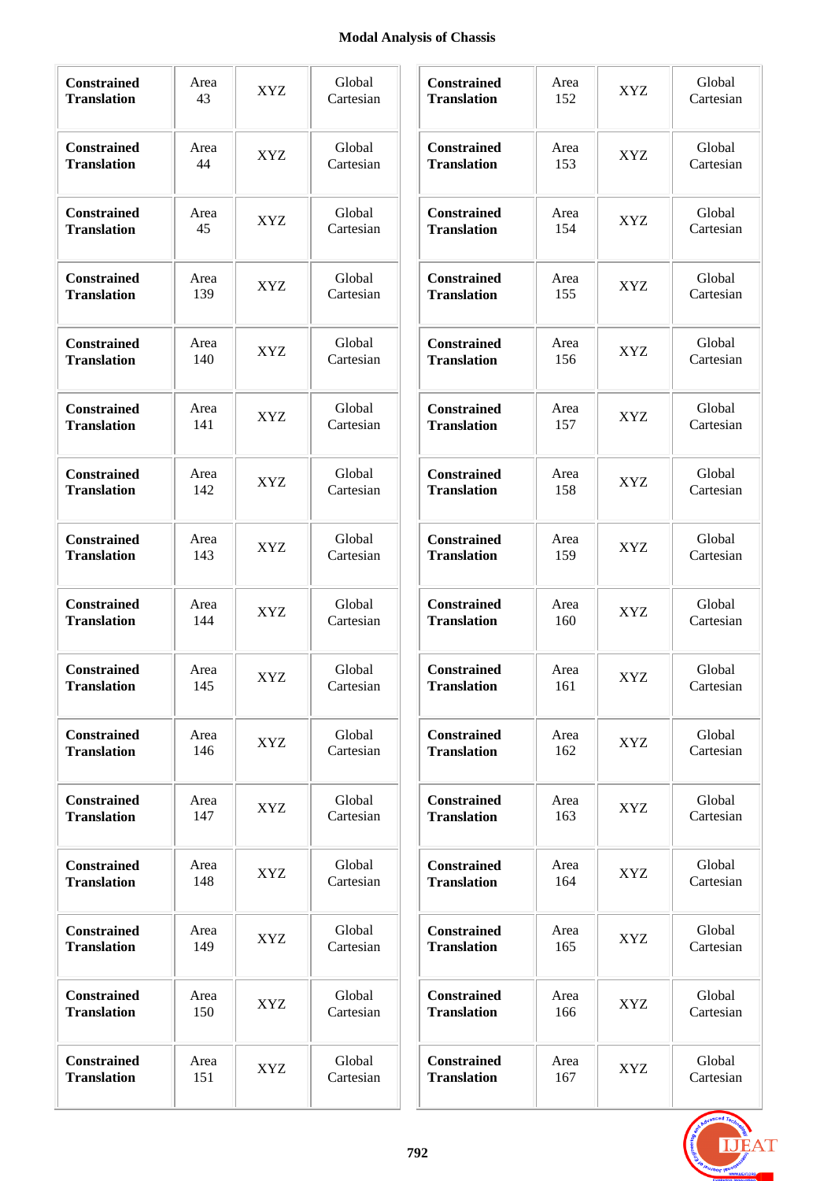| **Constrained Translation** | Area 43 | XYZ | Global Cartesian |
|---|---|---|---|
| **Constrained Translation** | Area 44 | XYZ | Global Cartesian |
| **Constrained Translation** | Area 45 | XYZ | Global Cartesian |
| **Constrained Translation** | Area 139 | XYZ | Global Cartesian |
| **Constrained Translation** | Area 140 | XYZ | Global Cartesian |
| **Constrained Translation** | Area 141 | XYZ | Global Cartesian |
| **Constrained Translation** | Area 142 | XYZ | Global Cartesian |
| **Constrained Translation** | Area 143 | XYZ | Global Cartesian |
| **Constrained Translation** | Area 144 | XYZ | Global Cartesian |
| **Constrained Translation** | Area 145 | XYZ | Global Cartesian |
| **Constrained Translation** | Area 146 | XYZ | Global Cartesian |
| **Constrained Translation** | Area 147 | XYZ | Global Cartesian |
| **Constrained Translation** | Area 148 | XYZ | Global Cartesian |
| **Constrained Translation** | Area 149 | XYZ | Global Cartesian |
| **Constrained Translation** | Area 150 | XYZ | Global Cartesian |
| **Constrained Translation** | Area 151 | XYZ | Global Cartesian |
| **Constrained Translation** | Area 152 | XYZ | Global Cartesian |
| **Constrained Translation** | Area 153 | XYZ | Global Cartesian |
| **Constrained Translation** | Area 154 | XYZ | Global Cartesian |
| **Constrained Translation** | Area 155 | XYZ | Global Cartesian |
| **Constrained Translation** | Area 156 | XYZ | Global Cartesian |
| **Constrained Translation** | Area 157 | XYZ | Global Cartesian |
| **Constrained Translation** | Area 158 | XYZ | Global Cartesian |
| **Constrained Translation** | Area 159 | XYZ | Global Cartesian |
| **Constrained Translation** | Area 160 | XYZ | Global Cartesian |
| **Constrained Translation** | Area 161 | XYZ | Global Cartesian |
| **Constrained Translation** | Area 162 | XYZ | Global Cartesian |
| **Constrained Translation** | Area 163 | XYZ | Global Cartesian |
| **Constrained Translation** | Area 164 | XYZ | Global Cartesian |
| **Constrained Translation** | Area 165 | XYZ | Global Cartesian |
| **Constrained Translation** | Area 166 | XYZ | Global Cartesian |
| **Constrained Translation** | Area 167 | XYZ | Global Cartesian |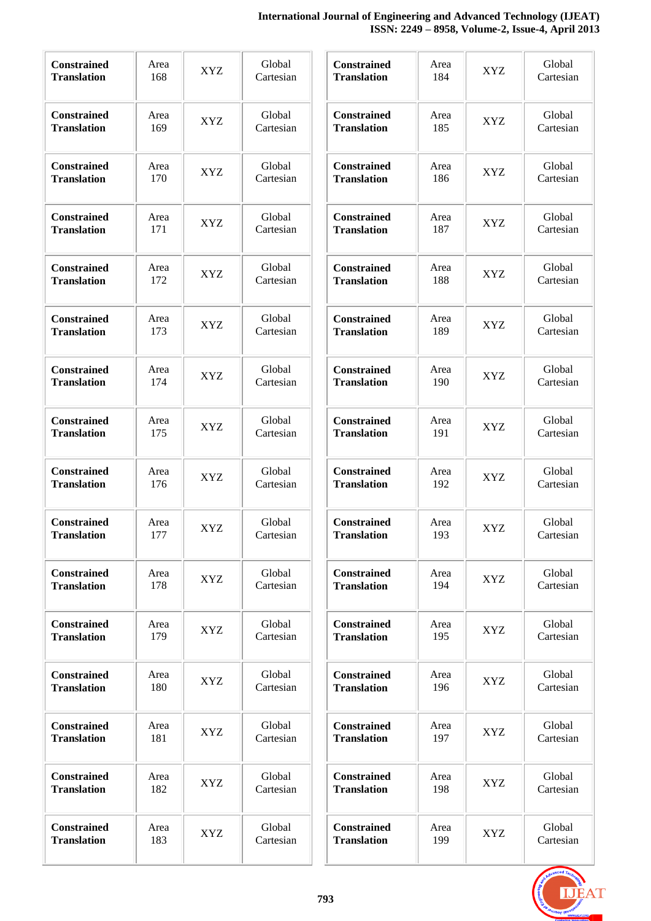| Constrained Translation | Area 168 | XYZ | Global Cartesian |
|---|---|---|---|
| Constrained Translation | Area 169 | XYZ | Global Cartesian |
| Constrained Translation | Area 170 | XYZ | Global Cartesian |
| Constrained Translation | Area 171 | XYZ | Global Cartesian |
| Constrained Translation | Area 172 | XYZ | Global Cartesian |
| Constrained Translation | Area 173 | XYZ | Global Cartesian |
| Constrained Translation | Area 174 | XYZ | Global Cartesian |
| Constrained Translation | Area 175 | XYZ | Global Cartesian |
| Constrained Translation | Area 176 | XYZ | Global Cartesian |
| Constrained Translation | Area 177 | XYZ | Global Cartesian |
| Constrained Translation | Area 178 | XYZ | Global Cartesian |
| Constrained Translation | Area 179 | XYZ | Global Cartesian |
| Constrained Translation | Area 180 | XYZ | Global Cartesian |
| Constrained Translation | Area 181 | XYZ | Global Cartesian |
| Constrained Translation | Area 182 | XYZ | Global Cartesian |
| Constrained Translation | Area 183 | XYZ | Global Cartesian |
| Constrained Translation | Area 184 | XYZ | Global Cartesian |
| Constrained Translation | Area 185 | XYZ | Global Cartesian |
| Constrained Translation | Area 186 | XYZ | Global Cartesian |
| Constrained Translation | Area 187 | XYZ | Global Cartesian |
| Constrained Translation | Area 188 | XYZ | Global Cartesian |
| Constrained Translation | Area 189 | XYZ | Global Cartesian |
| Constrained Translation | Area 190 | XYZ | Global Cartesian |
| Constrained Translation | Area 191 | XYZ | Global Cartesian |
| Constrained Translation | Area 192 | XYZ | Global Cartesian |
| Constrained Translation | Area 193 | XYZ | Global Cartesian |
| Constrained Translation | Area 194 | XYZ | Global Cartesian |
| Constrained Translation | Area 195 | XYZ | Global Cartesian |
| Constrained Translation | Area 196 | XYZ | Global Cartesian |
| Constrained Translation | Area 197 | XYZ | Global Cartesian |
| Constrained Translation | Area 198 | XYZ | Global Cartesian |
| Constrained Translation | Area 199 | XYZ | Global Cartesian |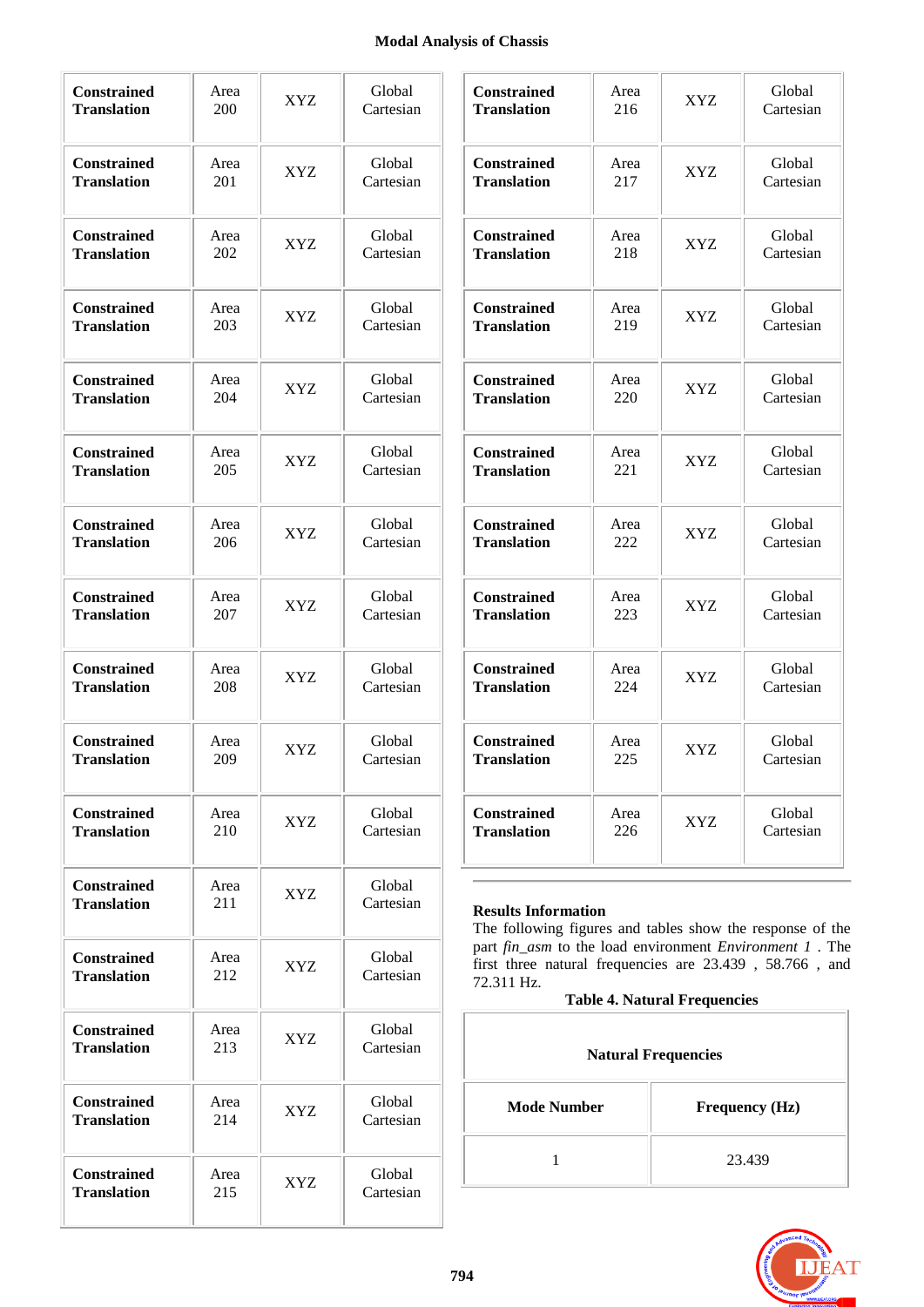| Constrained Translation | Area 200 | XYZ | Global Cartesian |
|---|---|---|---|
| Constrained Translation | Area 201 | XYZ | Global Cartesian |
| Constrained Translation | Area 202 | XYZ | Global Cartesian |
| Constrained Translation | Area 203 | XYZ | Global Cartesian |
| Constrained Translation | Area 204 | XYZ | Global Cartesian |
| Constrained Translation | Area 205 | XYZ | Global Cartesian |
| Constrained Translation | Area 206 | XYZ | Global Cartesian |
| Constrained Translation | Area 207 | XYZ | Global Cartesian |
| Constrained Translation | Area 208 | XYZ | Global Cartesian |
| Constrained Translation | Area 209 | XYZ | Global Cartesian |
| Constrained Translation | Area 210 | XYZ | Global Cartesian |
| Constrained Translation | Area 211 | XYZ | Global Cartesian |
| Constrained Translation | Area 212 | XYZ | Global Cartesian |
| Constrained Translation | Area 213 | XYZ | Global Cartesian |
| Constrained Translation | Area 214 | XYZ | Global Cartesian |
| Constrained Translation | Area 215 | XYZ | Global Cartesian |
| Constrained Translation | Area 216 | XYZ | Global Cartesian |
| Constrained Translation | Area 217 | XYZ | Global Cartesian |
| Constrained Translation | Area 218 | XYZ | Global Cartesian |
| Constrained Translation | Area 219 | XYZ | Global Cartesian |
| Constrained Translation | Area 220 | XYZ | Global Cartesian |
| Constrained Translation | Area 221 | XYZ | Global Cartesian |
| Constrained Translation | Area 222 | XYZ | Global Cartesian |
| Constrained Translation | Area 223 | XYZ | Global Cartesian |
| Constrained Translation | Area 224 | XYZ | Global Cartesian |
| Constrained Translation | Area 225 | XYZ | Global Cartesian |
| Constrained Translation | Area 226 | XYZ | Global Cartesian |

**Results Information**

The following figures and tables show the response of the part *fin_asm* to the load environment *Environment 1* . The first three natural frequencies are 23.439 , 58.766 , and 72.311 Hz.

**Table 4. Natural Frequencies**

| Natural Frequencies | |
|---|---|
| **Mode Number** | **Frequency (Hz)** |
| 1 | 23.439 |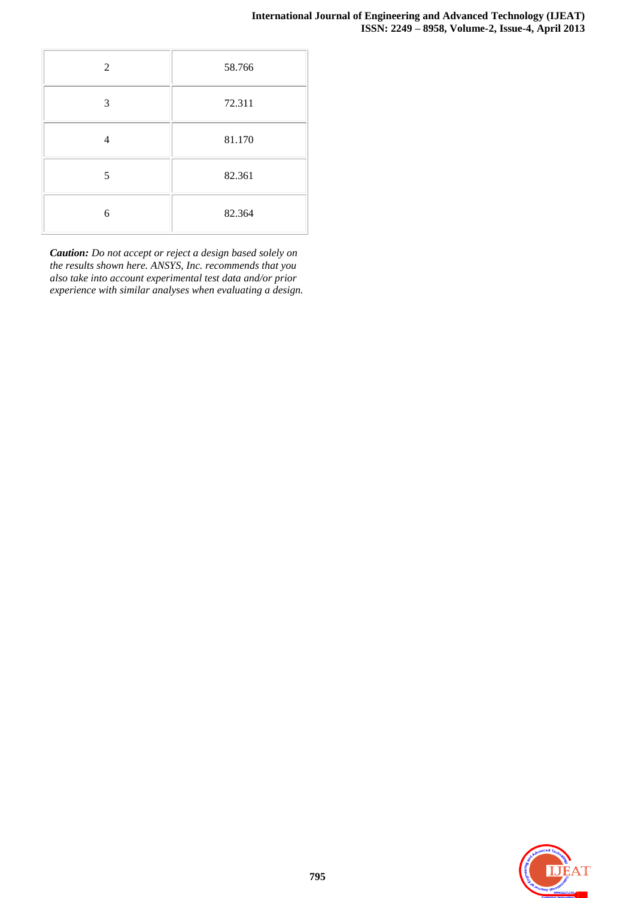| | |
|---|---|
| 2 | 58.766 |
| 3 | 72.311 |
| 4 | 81.170 |
| 5 | 82.361 |
| 6 | 82.364 |

***Caution:*** *Do not accept or reject a design based solely on the results shown here. ANSYS, Inc. recommends that you also take into account experimental test data and/or prior experience with similar analyses when evaluating a design.*